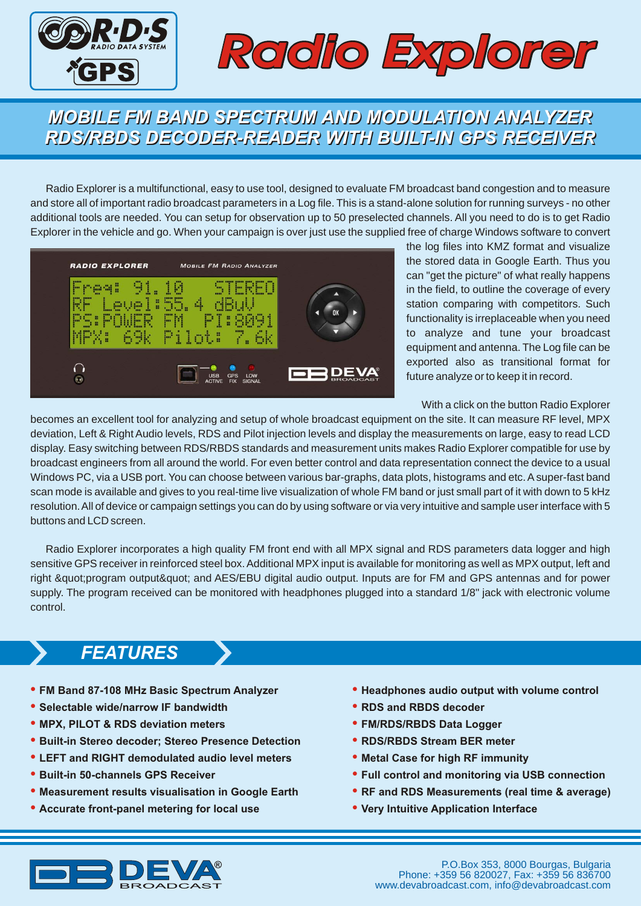# Radio Explorer

## MOBILE FM BAND SPECTRUM AND MODULATION ANALYZER RDS/RBDS DECODER-READER WITH BUILT-IN GPS RECEIVER

Radio Explorer is a multifunctional, easy to use tool, designed to evaluate FM broadcast band congestion and to measure and store all of important radio broadcast parameters in a Log file. This is a stand-alone solution for running surveys - no other additional tools are needed. You can setup for observation up to 50 preselected channels. All you need to do is to get Radio Explorer in the vehicle and go. When your campaign is over just use the supplied free of charge Windows software to convert the log files into KMZ format and visualize the stored data in Google Earth. Thus you can "get the picture" of what really happens in the field, to outline the coverage of every station comparing with competitors. Such functionality is irreplaceable when you need to analyze and tune your broadcast equipment and antenna. The Log file can be exported also as transitional format for future analyze or to keep it in record.

With a click on the button Radio Explorer becomes an excellent tool for analyzing and setup of whole broadcast equipment on the site. It can measure RF level, MPX deviation, Left & Right Audio levels, RDS and Pilot injection levels and display the measurements on large, easy to read LCD display. Easy switching between RDS/RBDS standards and measurement units makes Radio Explorer compatible for use by broadcast engineers from all around the world. For even better control and data representation connect the device to a usual Windows PC, via a USB port. You can choose between various bar-graphs, data plots, histograms and etc. A super-fast band scan mode is available and gives to you real-time live visualization of whole FM band or just small part of it with down to 5 kHz resolution. All of device or campaign settings you can do by using software or via very intuitive and sample user interface with 5 buttons and LCD screen.

Radio Explorer incorporates a high quality FM front end with all MPX signal and RDS parameters data logger and high sensitive GPS receiver in reinforced steel box. Additional MPX input is available for monitoring as well as MPX output, left and right &quot;program output&quot; and AES/EBU digital audio output. Inputs are for FM and GPS antennas and for power supply. The program received can be monitored with headphones plugged into a standard 1/8" jack with electronic volume control.

## FEATURES

- **FM Band 87-108 MHz Basic Spectrum Analyzer**
- **Selectable wide/narrow IF bandwidth**
- **MPX, PILOT & RDS deviation meters**
- **Built-in Stereo decoder; Stereo Presence Detection**
- **LEFT and RIGHT demodulated audio level meters**
- **Built-in 50-channels GPS Receiver**
- **Measurement results visualisation in Google Earth**
- **Accurate front-panel metering for local use**
- **Headphones audio output with volume control**
- **RDS and RBDS decoder**
- **FM/RDS/RBDS Data Logger**
- **RDS/RBDS Stream BER meter**
- **Metal Case for high RF immunity**
- **Full control and monitoring via USB connection**
- **RF and RDS Measurements (real time & average)**
- **Very Intuitive Application Interface**

P.O.Box 353, 8000 Bourgas, Bulgaria
Phone: +359 56 820027, Fax: +359 56 836700
www.devabroadcast.com, info@devabroadcast.com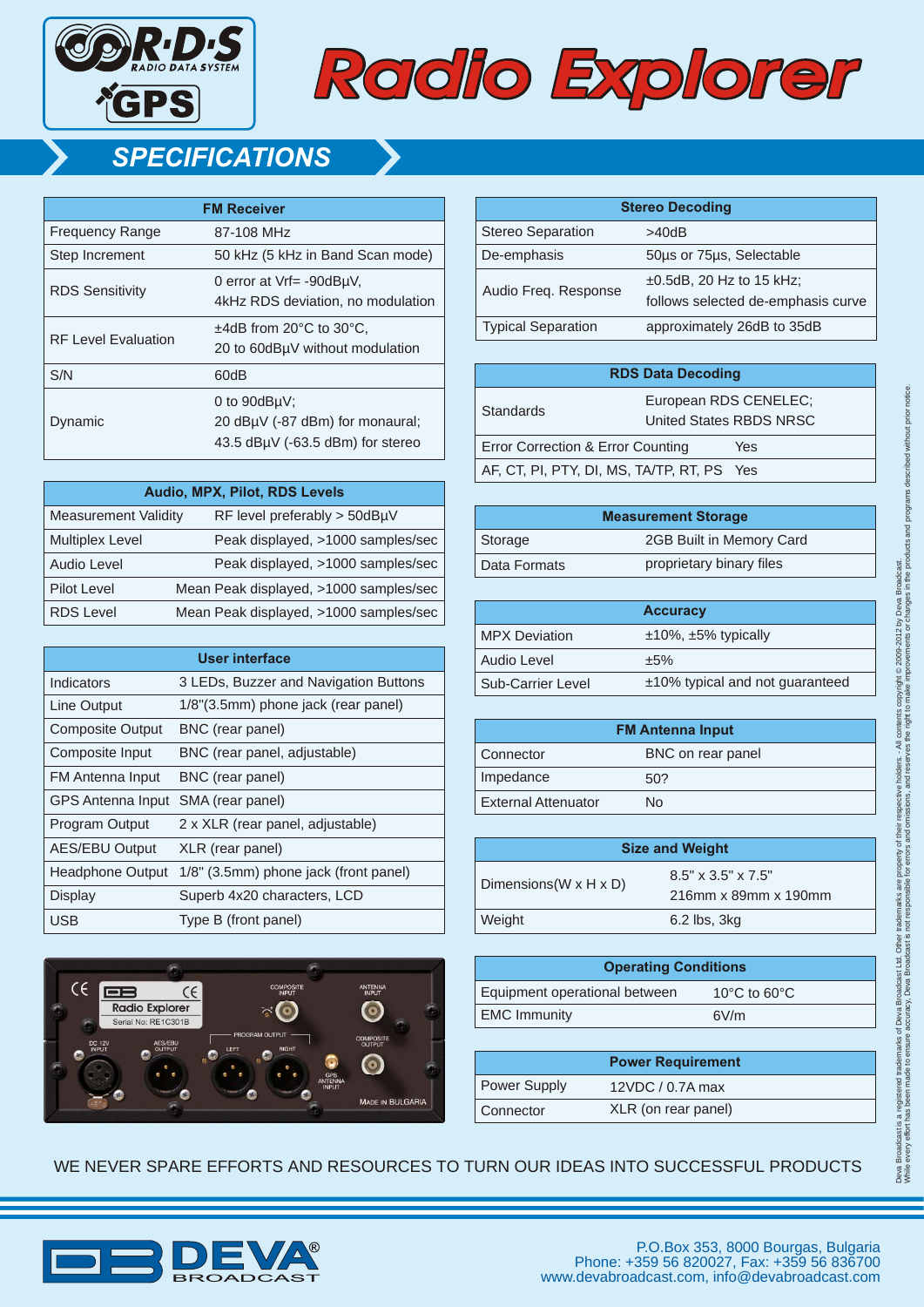# Radio Explorer

## SPECIFICATIONS

| FM Receiver | |
|---|---|
| Frequency Range | 87-108 MHz |
| Step Increment | 50 kHz (5 kHz in Band Scan mode) |
| RDS Sensitivity | 0 error at Vrf= -90dBµV, 4kHz RDS deviation, no modulation |
| RF Level Evaluation | ±4dB from 20°C to 30°C, 20 to 60dBµV without modulation |
| S/N | 60dB |
| Dynamic | 0 to 90dBµV; 20 dBµV (-87 dBm) for monaural; 43.5 dBµV (-63.5 dBm) for stereo |

| Audio, MPX, Pilot, RDS Levels | |
|---|---|
| Measurement Validity | RF level preferably > 50dBµV |
| Multiplex Level | Peak displayed, >1000 samples/sec |
| Audio Level | Peak displayed, >1000 samples/sec |
| Pilot Level | Mean Peak displayed, >1000 samples/sec |
| RDS Level | Mean Peak displayed, >1000 samples/sec |

| User interface | |
|---|---|
| Indicators | 3 LEDs, Buzzer and Navigation Buttons |
| Line Output | 1/8"(3.5mm) phone jack (rear panel) |
| Composite Output | BNC (rear panel) |
| Composite Input | BNC (rear panel, adjustable) |
| FM Antenna Input | BNC (rear panel) |
| GPS Antenna Input | SMA (rear panel) |
| Program Output | 2 x XLR (rear panel, adjustable) |
| AES/EBU Output | XLR (rear panel) |
| Headphone Output | 1/8" (3.5mm) phone jack (front panel) |
| Display | Superb 4x20 characters, LCD |
| USB | Type B (front panel) |

| Stereo Decoding | |
|---|---|
| Stereo Separation | >40dB |
| De-emphasis | 50µs or 75µs, Selectable |
| Audio Freq. Response | ±0.5dB, 20 Hz to 15 kHz; follows selected de-emphasis curve |
| Typical Separation | approximately 26dB to 35dB |

| RDS Data Decoding | |
|---|---|
| Standards | European RDS CENELEC; United States RBDS NRSC |
| Error Correction & Error Counting | Yes |
| AF, CT, PI, PTY, DI, MS, TA/TP, RT, PS | Yes |

| Measurement Storage | |
|---|---|
| Storage | 2GB Built in Memory Card |
| Data Formats | proprietary binary files |

| Accuracy | |
|---|---|
| MPX Deviation | ±10%, ±5% typically |
| Audio Level | ±5% |
| Sub-Carrier Level | ±10% typical and not guaranteed |

| FM Antenna Input | |
|---|---|
| Connector | BNC on rear panel |
| Impedance | 50? |
| External Attenuator | No |

| Size and Weight | |
|---|---|
| Dimensions(W x H x D) | 8.5" x 3.5" x 7.5" 216mm x 89mm x 190mm |
| Weight | 6.2 lbs, 3kg |

| Operating Conditions | |
|---|---|
| Equipment operational between | 10°C to 60°C |
| EMC Immunity | 6V/m |

| Power Requirement | |
|---|---|
| Power Supply | 12VDC / 0.7A max |
| Connector | XLR (on rear panel) |

WE NEVER SPARE EFFORTS AND RESOURCES TO TURN OUR IDEAS INTO SUCCESSFUL PRODUCTS

Deva Broadcast is a registered trademarks of Deva Broadcast Ltd. Other trademarks are property of their respective holders. - All contents copyright © 2009-2012 by Deva Broadcast. While every effort has been made to ensure accuracy, Deva Broadcast is not responsible for errors and omissions, and reserves the right to make improvements or changes in the products and programs described without prior notice.

P.O.Box 353, 8000 Bourgas, Bulgaria
Phone: +359 56 820027, Fax: +359 56 836700
www.devabroadcast.com, info@devabroadcast.com